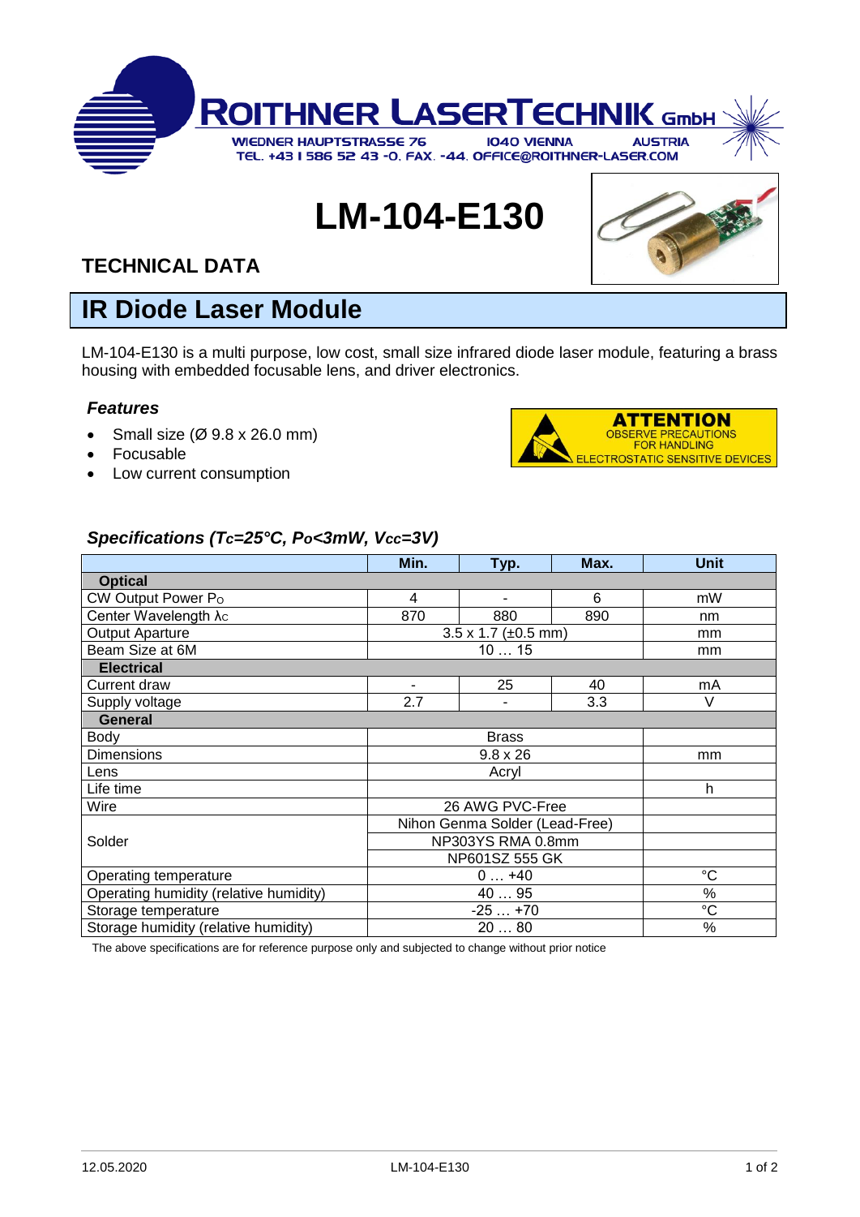ROITHNER LASERTECHNIK GmbH

WIEDNER HAUPTSTRASSE 76 1040 VIENNA AUSTRIA
TEL. +43 1 586 52 43 -0, FAX. -44, OFFICE@ROITHNER-LASER.COM

# LM-104-E130

## TECHNICAL DATA

## IR Diode Laser Module

LM-104-E130 is a multi purpose, low cost, small size infrared diode laser module, featuring a brass housing with embedded focusable lens, and driver electronics.

### *Features*

- Small size (Ø 9.8 x 26.0 mm)
- Focusable
- Low current consumption

**ATTENTION**
OBSERVE PRECAUTIONS FOR HANDLING ELECTROSTATIC SENSITIVE DEVICES

### *Specifications ($T_C$=25°C, $P_O$<3mW, $V_{CC}$=3V)*

| | Min. | Typ. | Max. | Unit |
|---|---|---|---|---|
| **Optical** | | | | |
| CW Output Power $P_O$ | 4 | - | 6 | mW |
| Center Wavelength $\lambda_C$ | 870 | 880 | 890 | nm |
| Output Aparture | 3.5 x 1.7 (±0.5 mm) | | | mm |
| Beam Size at 6M | 10 … 15 | | | mm |
| **Electrical** | | | | |
| Current draw | - | 25 | 40 | mA |
| Supply voltage | 2.7 | - | 3.3 | V |
| **General** | | | | |
| Body | Brass | | | |
| Dimensions | 9.8 x 26 | | | mm |
| Lens | Acryl | | | |
| Life time | | | | h |
| Wire | 26 AWG PVC-Free | | | |
| Solder | Nihon Genma Solder (Lead-Free) | | | |
| | NP303YS RMA 0.8mm | | | |
| | NP601SZ 555 GK | | | |
| Operating temperature | 0 … +40 | | | °C |
| Operating humidity (relative humidity) | 40 … 95 | | | % |
| Storage temperature | -25 … +70 | | | °C |
| Storage humidity (relative humidity) | 20 … 80 | | | % |

The above specifications are for reference purpose only and subjected to change without prior notice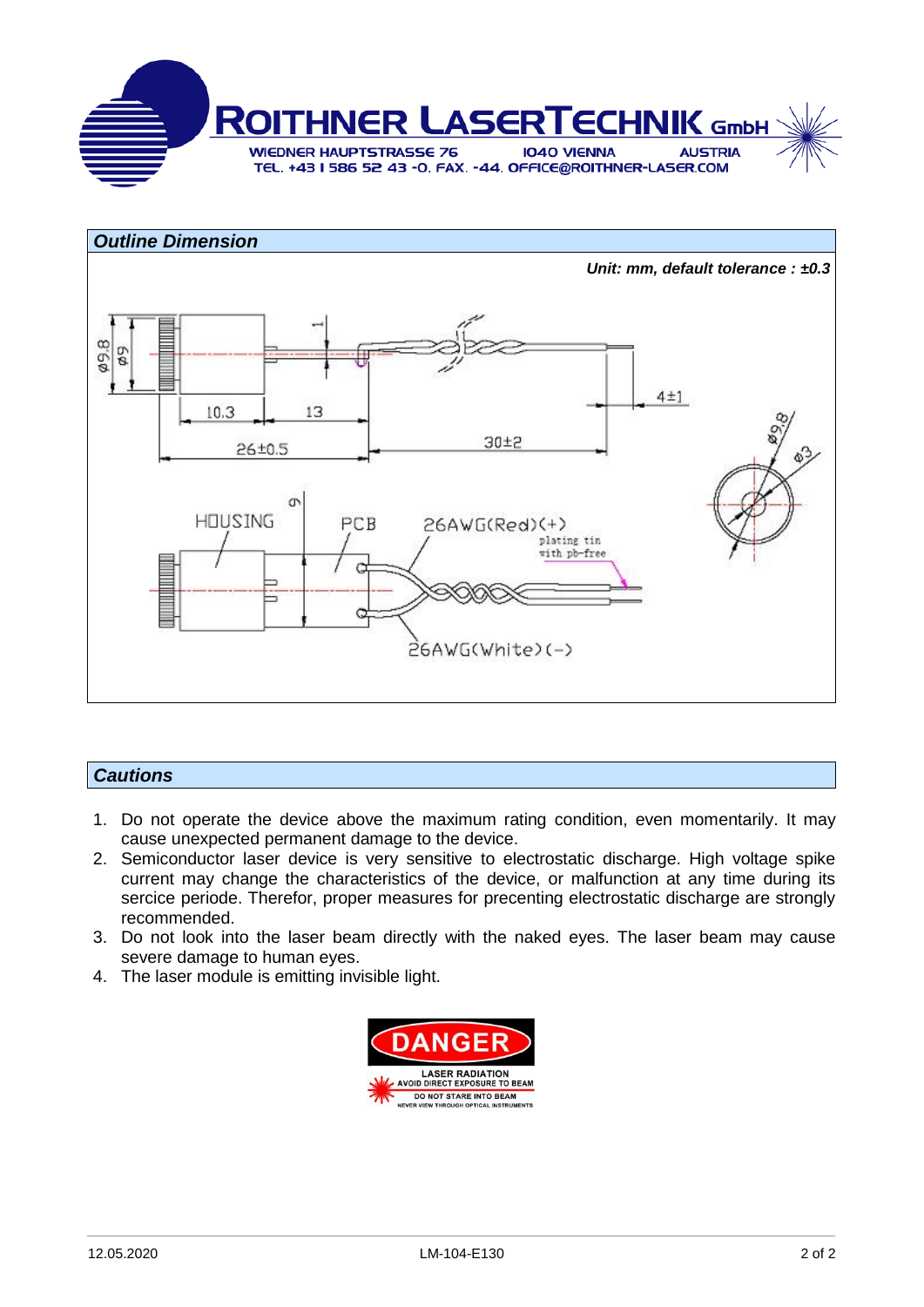ROITHNER LASERTECHNIK GmbH

WIEDNER HAUPTSTRASSE 76 1040 VIENNA AUSTRIA

TEL. +43 1 586 52 43 -0, FAX. -44, OFFICE@ROITHNER-LASER.COM

## Outline Dimension

***Unit: mm, default tolerance : ±0.3***

ø9.8
ø9
1
10.3
13
26±0.5
30±2
4±1
ø9.8
ø3
9
HOUSING
PCB
26AWG(Red)(+)
plating tin with pb-free
26AWG(White)(-)

## Cautions

1. Do not operate the device above the maximum rating condition, even momentarily. It may cause unexpected permanent damage to the device.
2. Semiconductor laser device is very sensitive to electrostatic discharge. High voltage spike current may change the characteristics of the device, or malfunction at any time during its sercice periode. Therefor, proper measures for precenting electrostatic discharge are strongly recommended.
3. Do not look into the laser beam directly with the naked eyes. The laser beam may cause severe damage to human eyes.
4. The laser module is emitting invisible light.

DANGER

LASER RADIATION
AVOID DIRECT EXPOSURE TO BEAM
DO NOT STARE INTO BEAM
NEVER VIEW THROUGH OPTICAL INSTRUMENTS

12.05.2020 LM-104-E130